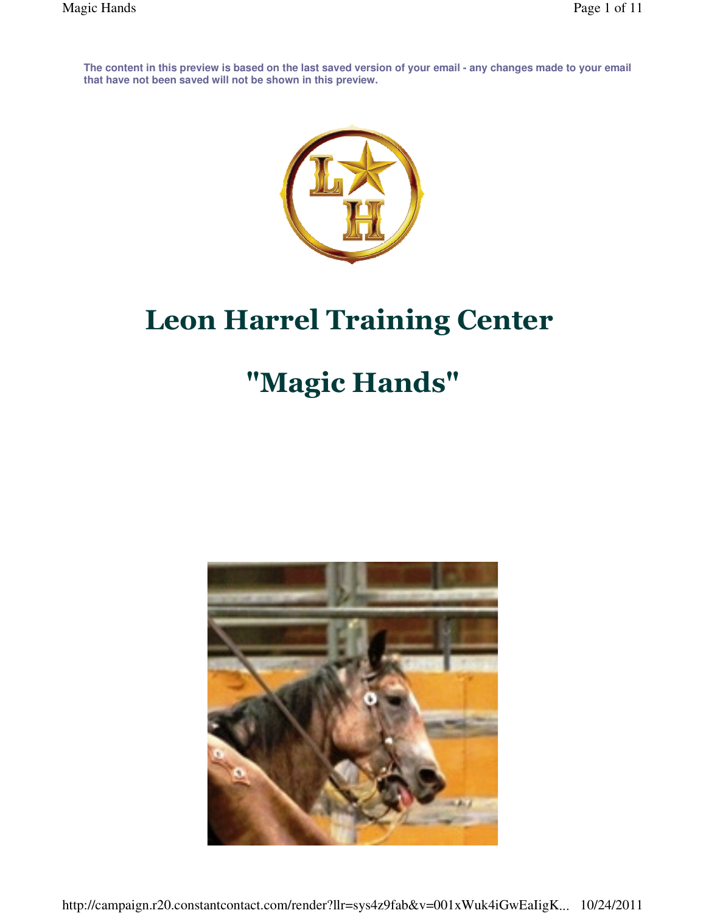The content in this preview is based on the last saved version of your email - any changes made to your email that have not been saved will not be shown in this preview.

# Leon Harrel Training Center

# "Magic Hands"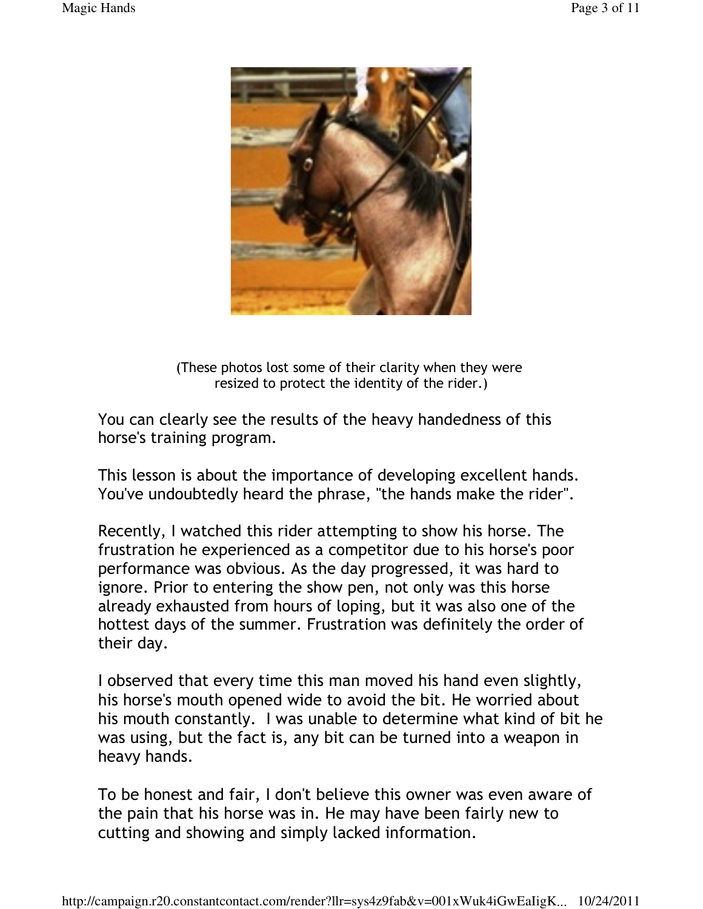(These photos lost some of their clarity when they were resized to protect the identity of the rider.)

You can clearly see the results of the heavy handedness of this horse's training program.

This lesson is about the importance of developing excellent hands. You've undoubtedly heard the phrase, "the hands make the rider".

Recently, I watched this rider attempting to show his horse. The frustration he experienced as a competitor due to his horse's poor performance was obvious. As the day progressed, it was hard to ignore. Prior to entering the show pen, not only was this horse already exhausted from hours of loping, but it was also one of the hottest days of the summer. Frustration was definitely the order of their day.

I observed that every time this man moved his hand even slightly, his horse's mouth opened wide to avoid the bit. He worried about his mouth constantly. I was unable to determine what kind of bit he was using, but the fact is, any bit can be turned into a weapon in heavy hands.

To be honest and fair, I don't believe this owner was even aware of the pain that his horse was in. He may have been fairly new to cutting and showing and simply lacked information.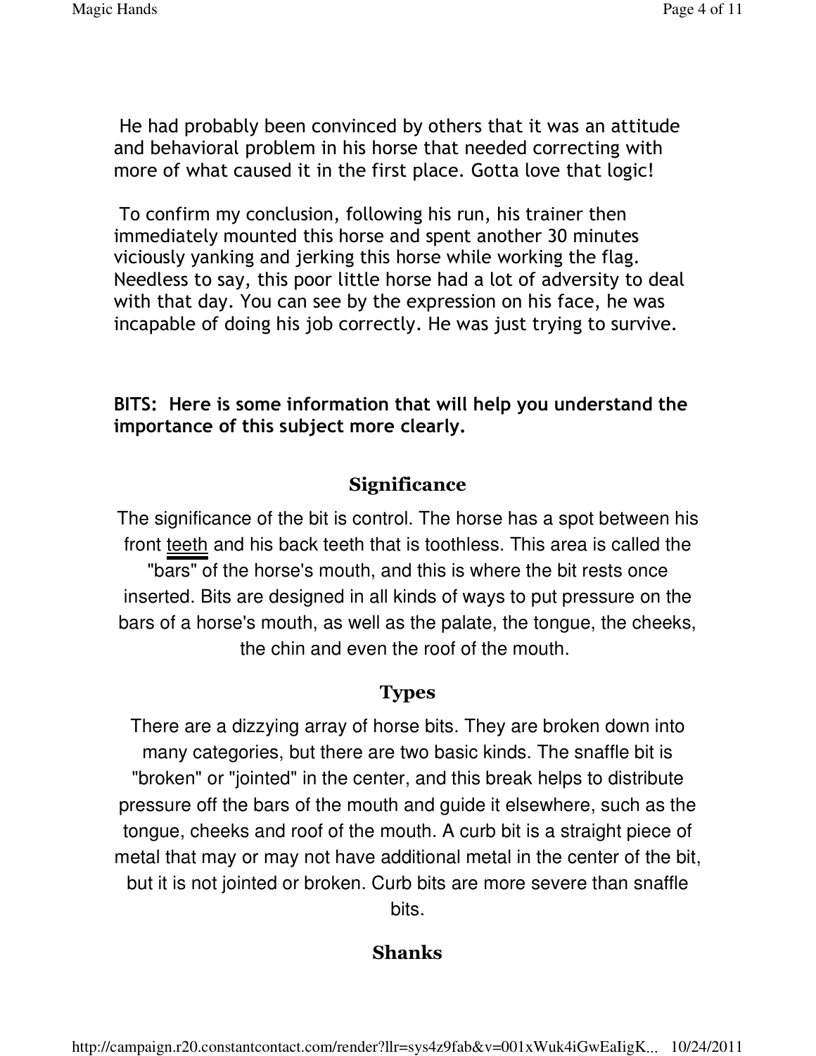He had probably been convinced by others that it was an attitude and behavioral problem in his horse that needed correcting with more of what caused it in the first place. Gotta love that logic!

To confirm my conclusion, following his run, his trainer then immediately mounted this horse and spent another 30 minutes viciously yanking and jerking this horse while working the flag. Needless to say, this poor little horse had a lot of adversity to deal with that day. You can see by the expression on his face, he was incapable of doing his job correctly. He was just trying to survive.

**BITS: Here is some information that will help you understand the importance of this subject more clearly.**

### Significance

The significance of the bit is control. The horse has a spot between his front teeth and his back teeth that is toothless. This area is called the "bars" of the horse's mouth, and this is where the bit rests once inserted. Bits are designed in all kinds of ways to put pressure on the bars of a horse's mouth, as well as the palate, the tongue, the cheeks, the chin and even the roof of the mouth.

### Types

There are a dizzying array of horse bits. They are broken down into many categories, but there are two basic kinds. The snaffle bit is "broken" or "jointed" in the center, and this break helps to distribute pressure off the bars of the mouth and guide it elsewhere, such as the tongue, cheeks and roof of the mouth. A curb bit is a straight piece of metal that may or may not have additional metal in the center of the bit, but it is not jointed or broken. Curb bits are more severe than snaffle bits.

### Shanks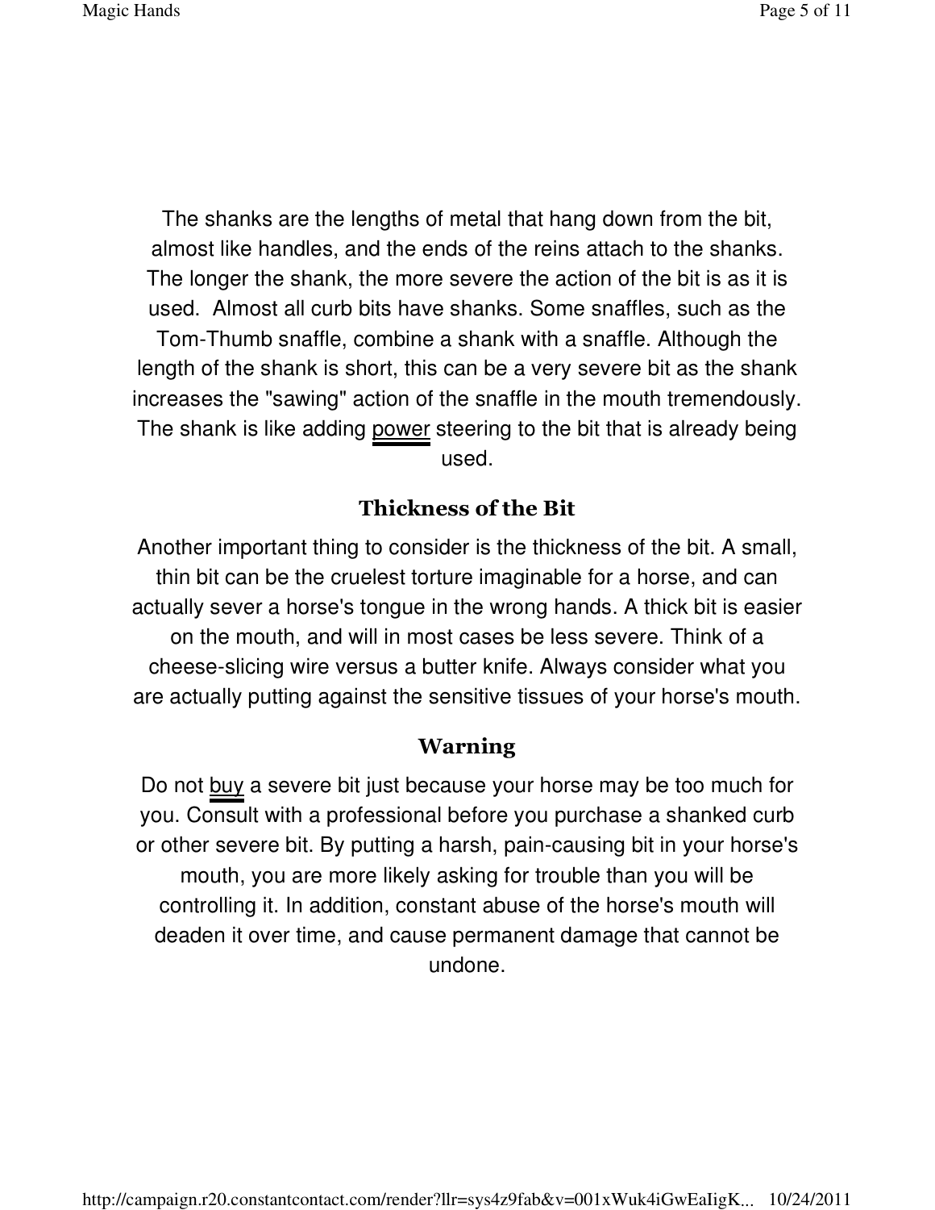The shanks are the lengths of metal that hang down from the bit, almost like handles, and the ends of the reins attach to the shanks. The longer the shank, the more severe the action of the bit is as it is used. Almost all curb bits have shanks. Some snaffles, such as the Tom-Thumb snaffle, combine a shank with a snaffle. Although the length of the shank is short, this can be a very severe bit as the shank increases the "sawing" action of the snaffle in the mouth tremendously. The shank is like adding power steering to the bit that is already being used.

## Thickness of the Bit

Another important thing to consider is the thickness of the bit. A small, thin bit can be the cruelest torture imaginable for a horse, and can actually sever a horse's tongue in the wrong hands. A thick bit is easier on the mouth, and will in most cases be less severe. Think of a cheese-slicing wire versus a butter knife. Always consider what you are actually putting against the sensitive tissues of your horse's mouth.

## Warning

Do not buy a severe bit just because your horse may be too much for you. Consult with a professional before you purchase a shanked curb or other severe bit. By putting a harsh, pain-causing bit in your horse's mouth, you are more likely asking for trouble than you will be controlling it. In addition, constant abuse of the horse's mouth will deaden it over time, and cause permanent damage that cannot be undone.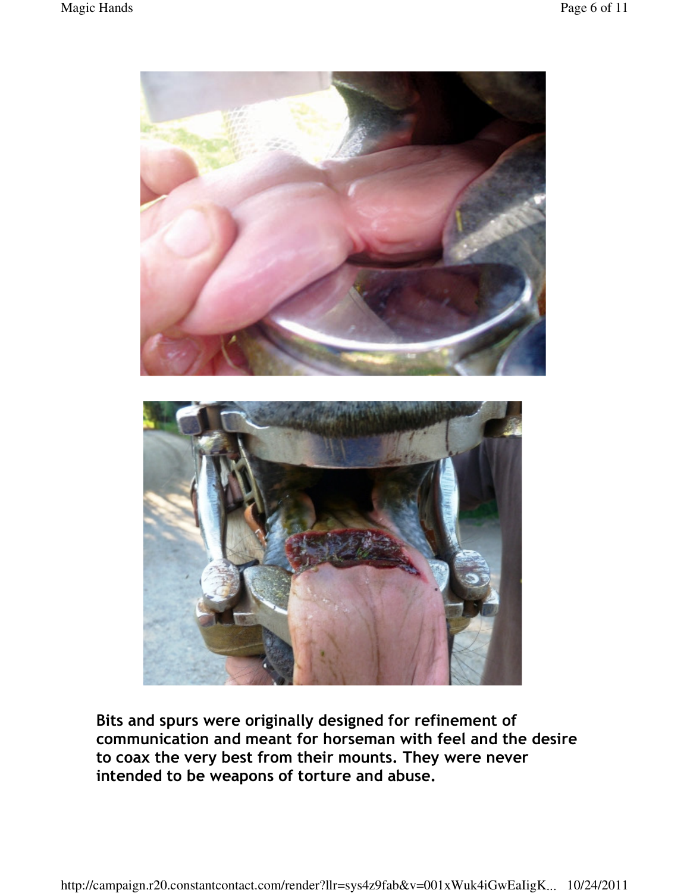**Bits and spurs were originally designed for refinement of communication and meant for horseman with feel and the desire to coax the very best from their mounts. They were never intended to be weapons of torture and abuse.**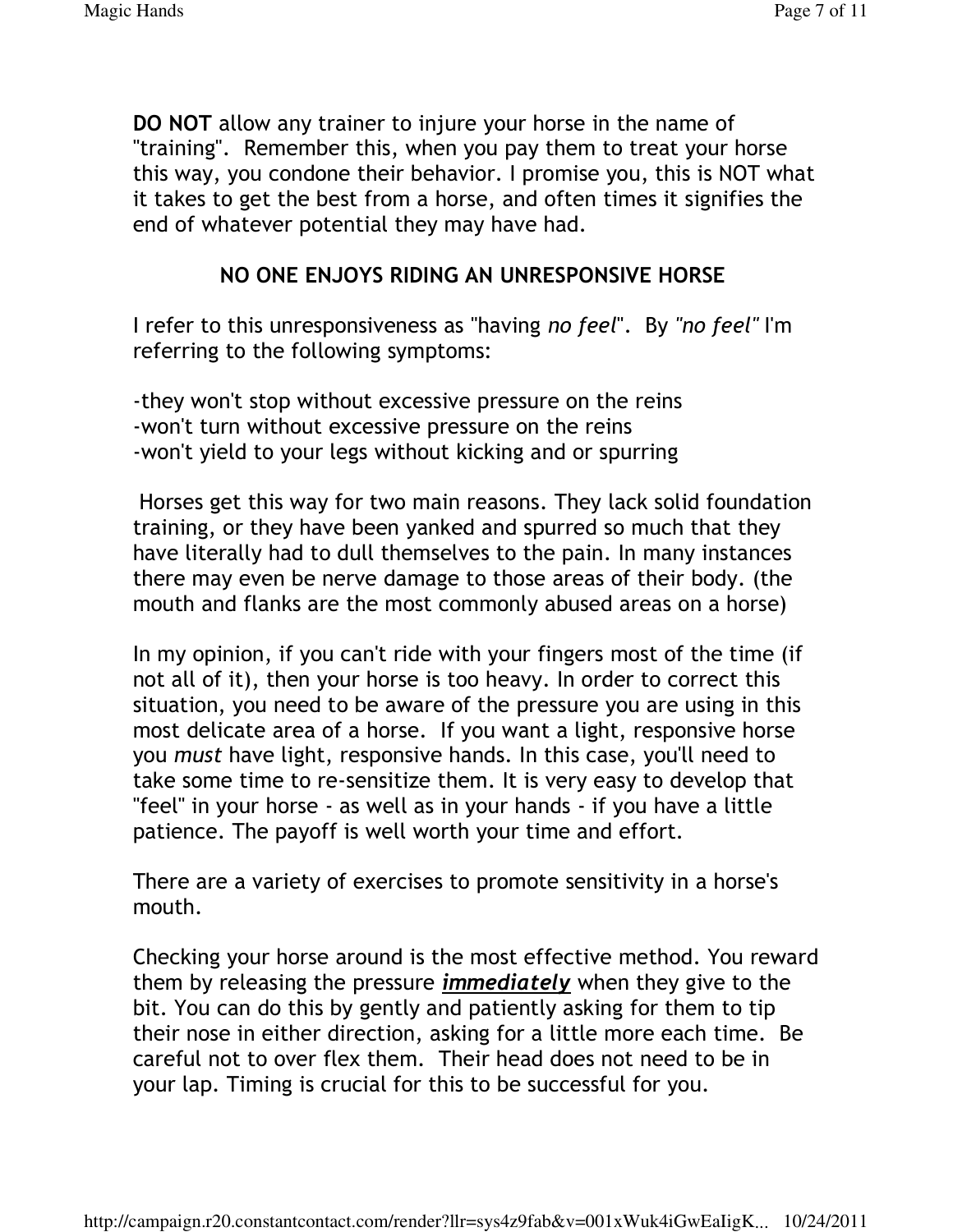**DO NOT** allow any trainer to injure your horse in the name of "training". Remember this, when you pay them to treat your horse this way, you condone their behavior. I promise you, this is NOT what it takes to get the best from a horse, and often times it signifies the end of whatever potential they may have had.

## NO ONE ENJOYS RIDING AN UNRESPONSIVE HORSE

I refer to this unresponsiveness as "having *no feel*". By *"no feel"* I'm referring to the following symptoms:

-they won't stop without excessive pressure on the reins
-won't turn without excessive pressure on the reins
-won't yield to your legs without kicking and or spurring

Horses get this way for two main reasons. They lack solid foundation training, or they have been yanked and spurred so much that they have literally had to dull themselves to the pain. In many instances there may even be nerve damage to those areas of their body. (the mouth and flanks are the most commonly abused areas on a horse)

In my opinion, if you can't ride with your fingers most of the time (if not all of it), then your horse is too heavy. In order to correct this situation, you need to be aware of the pressure you are using in this most delicate area of a horse. If you want a light, responsive horse you *must* have light, responsive hands. In this case, you'll need to take some time to re-sensitize them. It is very easy to develop that "feel" in your horse - as well as in your hands - if you have a little patience. The payoff is well worth your time and effort.

There are a variety of exercises to promote sensitivity in a horse's mouth.

Checking your horse around is the most effective method. You reward them by releasing the pressure ***immediately*** when they give to the bit. You can do this by gently and patiently asking for them to tip their nose in either direction, asking for a little more each time. Be careful not to over flex them. Their head does not need to be in your lap. Timing is crucial for this to be successful for you.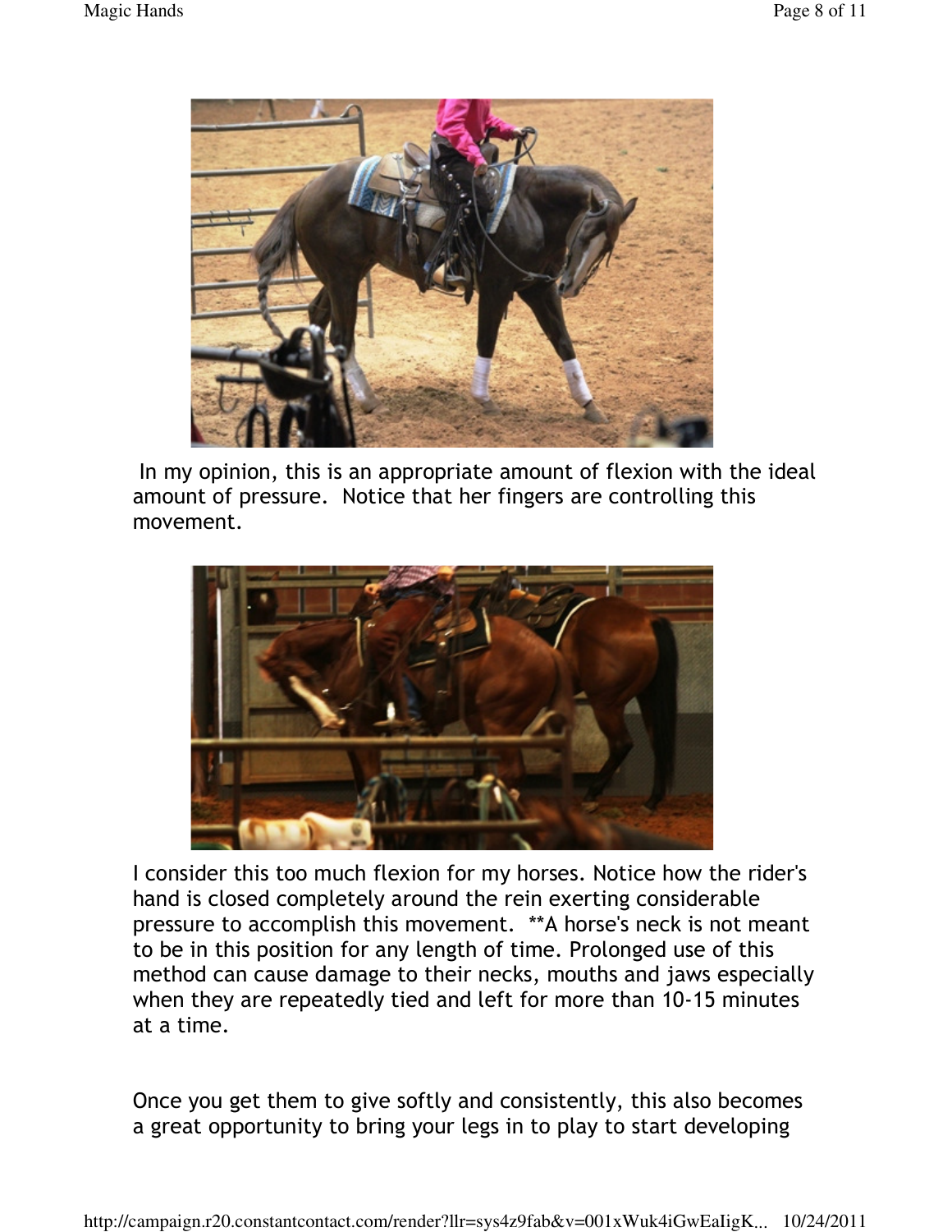In my opinion, this is an appropriate amount of flexion with the ideal amount of pressure. Notice that her fingers are controlling this movement.

I consider this too much flexion for my horses. Notice how the rider's hand is closed completely around the rein exerting considerable pressure to accomplish this movement. **A horse's neck is not meant to be in this position for any length of time. Prolonged use of this method can cause damage to their necks, mouths and jaws especially when they are repeatedly tied and left for more than 10-15 minutes at a time.

Once you get them to give softly and consistently, this also becomes a great opportunity to bring your legs in to play to start developing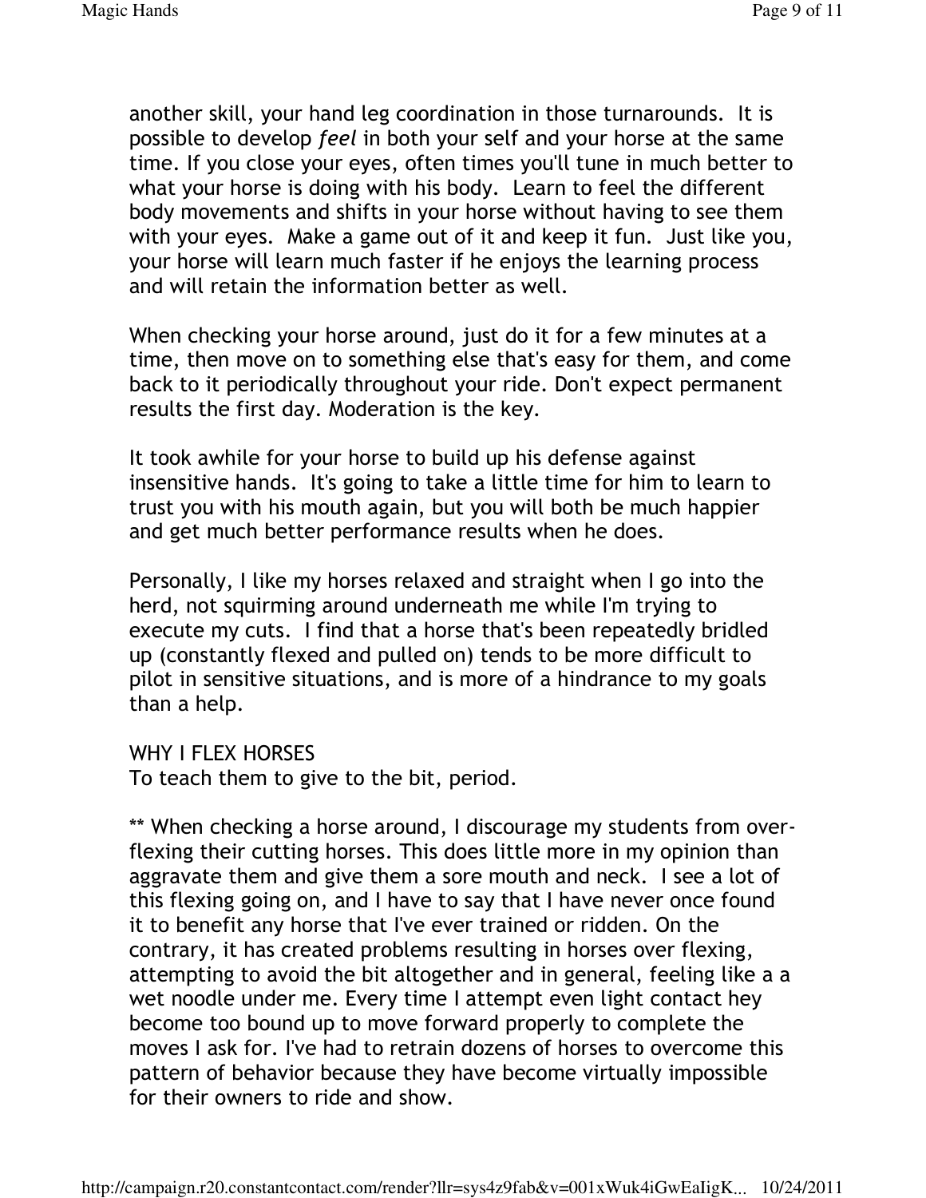another skill, your hand leg coordination in those turnarounds. It is possible to develop *feel* in both your self and your horse at the same time. If you close your eyes, often times you'll tune in much better to what your horse is doing with his body. Learn to feel the different body movements and shifts in your horse without having to see them with your eyes. Make a game out of it and keep it fun. Just like you, your horse will learn much faster if he enjoys the learning process and will retain the information better as well.

When checking your horse around, just do it for a few minutes at a time, then move on to something else that's easy for them, and come back to it periodically throughout your ride. Don't expect permanent results the first day. Moderation is the key.

It took awhile for your horse to build up his defense against insensitive hands. It's going to take a little time for him to learn to trust you with his mouth again, but you will both be much happier and get much better performance results when he does.

Personally, I like my horses relaxed and straight when I go into the herd, not squirming around underneath me while I'm trying to execute my cuts. I find that a horse that's been repeatedly bridled up (constantly flexed and pulled on) tends to be more difficult to pilot in sensitive situations, and is more of a hindrance to my goals than a help.

WHY I FLEX HORSES
To teach them to give to the bit, period.

** When checking a horse around, I discourage my students from over-flexing their cutting horses. This does little more in my opinion than aggravate them and give them a sore mouth and neck. I see a lot of this flexing going on, and I have to say that I have never once found it to benefit any horse that I've ever trained or ridden. On the contrary, it has created problems resulting in horses over flexing, attempting to avoid the bit altogether and in general, feeling like a a wet noodle under me. Every time I attempt even light contact hey become too bound up to move forward properly to complete the moves I ask for. I've had to retrain dozens of horses to overcome this pattern of behavior because they have become virtually impossible for their owners to ride and show.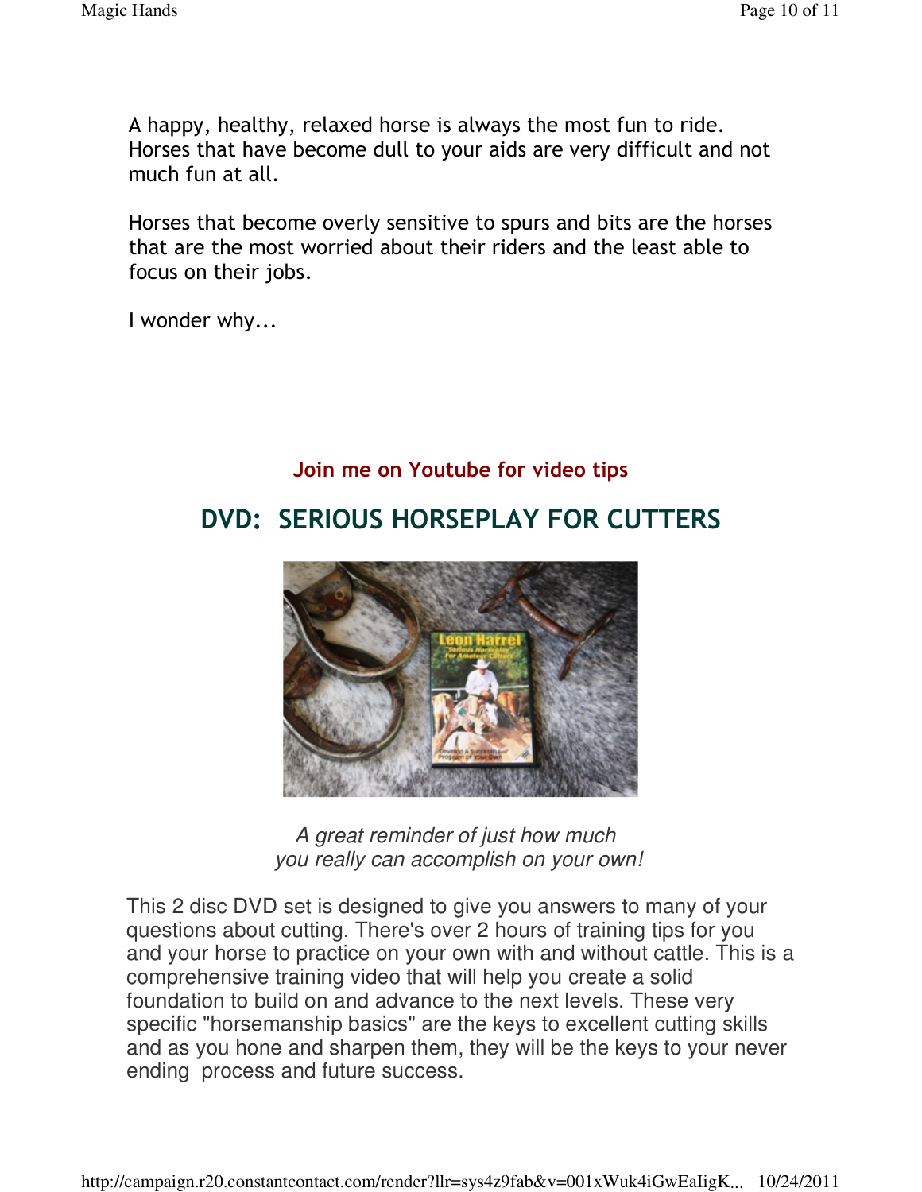A happy, healthy, relaxed horse is always the most fun to ride. Horses that have become dull to your aids are very difficult and not much fun at all.

Horses that become overly sensitive to spurs and bits are the horses that are the most worried about their riders and the least able to focus on their jobs.

I wonder why...

**Join me on Youtube for video tips**

## DVD: SERIOUS HORSEPLAY FOR CUTTERS

*A great reminder of just how much you really can accomplish on your own!*

This 2 disc DVD set is designed to give you answers to many of your questions about cutting. There's over 2 hours of training tips for you and your horse to practice on your own with and without cattle. This is a comprehensive training video that will help you create a solid foundation to build on and advance to the next levels. These very specific "horsemanship basics" are the keys to excellent cutting skills and as you hone and sharpen them, they will be the keys to your never ending process and future success.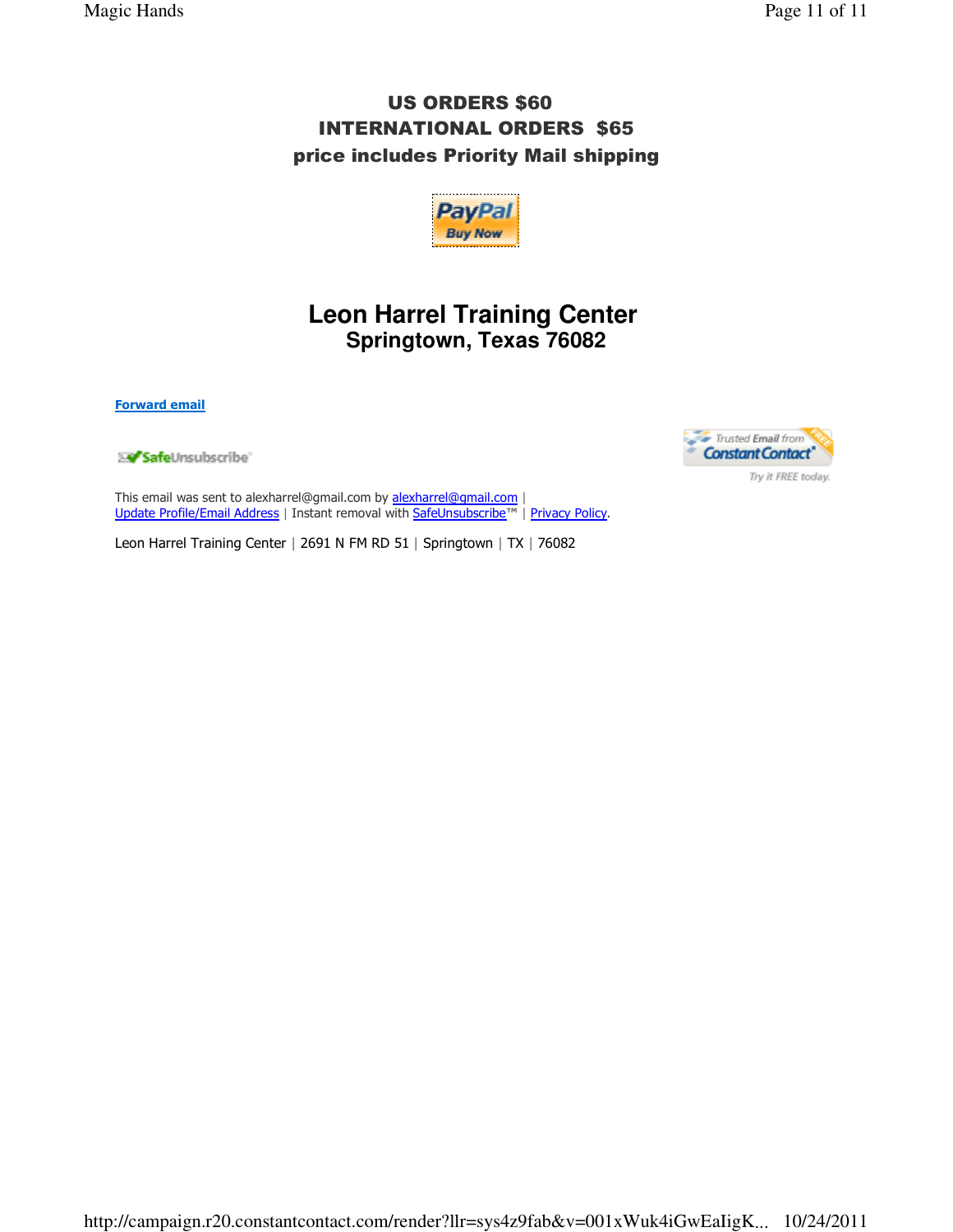**US ORDERS $60**
**INTERNATIONAL ORDERS $65**
**price includes Priority Mail shipping**

PayPal Buy Now

## Leon Harrel Training Center
### Springtown, Texas 76082

**Forward email**

SafeUnsubscribe

Trusted Email from Constant Contact
Try it FREE today.

This email was sent to alexharrel@gmail.com by alexharrel@gmail.com |
Update Profile/Email Address | Instant removal with SafeUnsubscribe™ | Privacy Policy.

Leon Harrel Training Center | 2691 N FM RD 51 | Springtown | TX | 76082